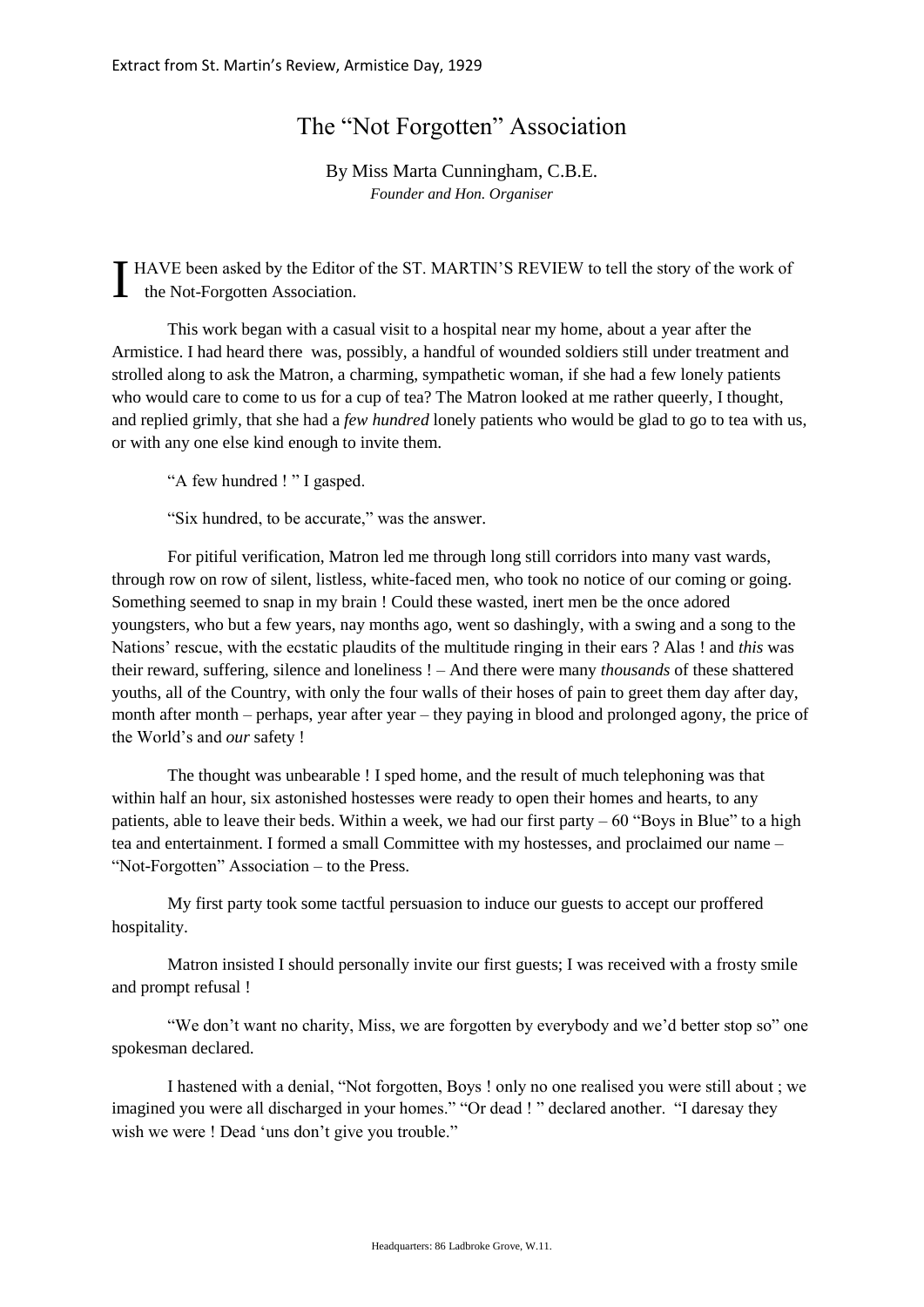Extract from St. Martin's Review, Armistice Day, 1929

# The "Not Forgotten" Association

By Miss Marta Cunningham, C.B.E.
*Founder and Hon. Organiser*

I HAVE been asked by the Editor of the ST. MARTIN'S REVIEW to tell the story of the work of the Not-Forgotten Association.

This work began with a casual visit to a hospital near my home, about a year after the Armistice. I had heard there was, possibly, a handful of wounded soldiers still under treatment and strolled along to ask the Matron, a charming, sympathetic woman, if she had a few lonely patients who would care to come to us for a cup of tea? The Matron looked at me rather queerly, I thought, and replied grimly, that she had a *few hundred* lonely patients who would be glad to go to tea with us, or with any one else kind enough to invite them.

"A few hundred ! " I gasped.

"Six hundred, to be accurate," was the answer.

For pitiful verification, Matron led me through long still corridors into many vast wards, through row on row of silent, listless, white-faced men, who took no notice of our coming or going. Something seemed to snap in my brain ! Could these wasted, inert men be the once adored youngsters, who but a few years, nay months ago, went so dashingly, with a swing and a song to the Nations' rescue, with the ecstatic plaudits of the multitude ringing in their ears ? Alas ! and *this* was their reward, suffering, silence and loneliness ! – And there were many *thousands* of these shattered youths, all of the Country, with only the four walls of their hoses of pain to greet them day after day, month after month – perhaps, year after year – they paying in blood and prolonged agony, the price of the World's and *our* safety !

The thought was unbearable ! I sped home, and the result of much telephoning was that within half an hour, six astonished hostesses were ready to open their homes and hearts, to any patients, able to leave their beds. Within a week, we had our first party – 60 "Boys in Blue" to a high tea and entertainment. I formed a small Committee with my hostesses, and proclaimed our name – "Not-Forgotten" Association – to the Press.

My first party took some tactful persuasion to induce our guests to accept our proffered hospitality.

Matron insisted I should personally invite our first guests; I was received with a frosty smile and prompt refusal !

"We don't want no charity, Miss, we are forgotten by everybody and we'd better stop so" one spokesman declared.

I hastened with a denial, "Not forgotten, Boys ! only no one realised you were still about ; we imagined you were all discharged in your homes." "Or dead ! " declared another. "I daresay they wish we were ! Dead 'uns don't give you trouble."

Headquarters: 86 Ladbroke Grove, W.11.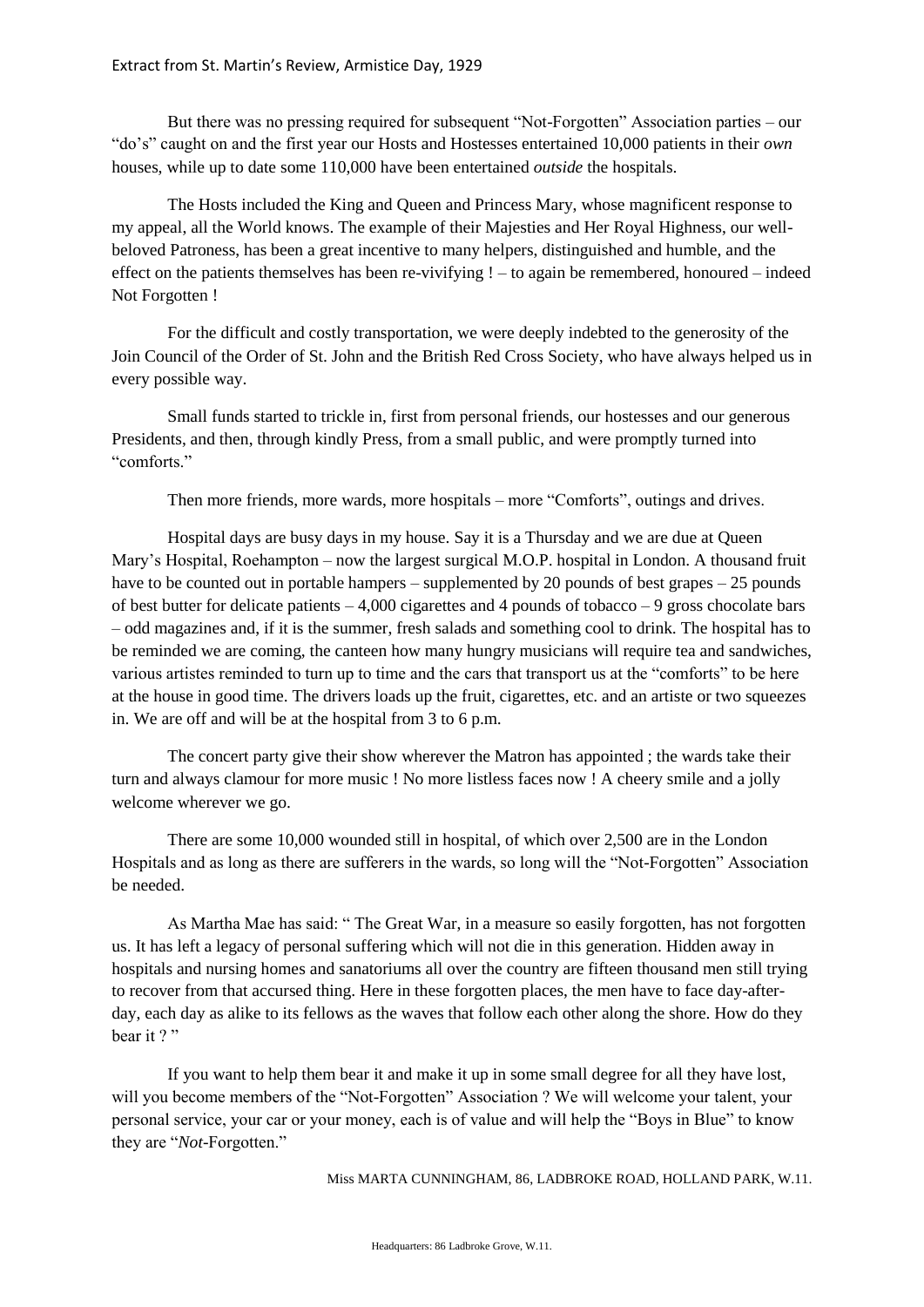Extract from St. Martin's Review, Armistice Day, 1929

But there was no pressing required for subsequent "Not-Forgotten" Association parties – our "do's" caught on and the first year our Hosts and Hostesses entertained 10,000 patients in their *own* houses, while up to date some 110,000 have been entertained *outside* the hospitals.

The Hosts included the King and Queen and Princess Mary, whose magnificent response to my appeal, all the World knows. The example of their Majesties and Her Royal Highness, our well-beloved Patroness, has been a great incentive to many helpers, distinguished and humble, and the effect on the patients themselves has been re-vivifying ! – to again be remembered, honoured – indeed Not Forgotten !

For the difficult and costly transportation, we were deeply indebted to the generosity of the Join Council of the Order of St. John and the British Red Cross Society, who have always helped us in every possible way.

Small funds started to trickle in, first from personal friends, our hostesses and our generous Presidents, and then, through kindly Press, from a small public, and were promptly turned into "comforts."

Then more friends, more wards, more hospitals – more "Comforts", outings and drives.

Hospital days are busy days in my house. Say it is a Thursday and we are due at Queen Mary's Hospital, Roehampton – now the largest surgical M.O.P. hospital in London. A thousand fruit have to be counted out in portable hampers – supplemented by 20 pounds of best grapes – 25 pounds of best butter for delicate patients – 4,000 cigarettes and 4 pounds of tobacco – 9 gross chocolate bars – odd magazines and, if it is the summer, fresh salads and something cool to drink. The hospital has to be reminded we are coming, the canteen how many hungry musicians will require tea and sandwiches, various artistes reminded to turn up to time and the cars that transport us at the "comforts" to be here at the house in good time. The drivers loads up the fruit, cigarettes, etc. and an artiste or two squeezes in. We are off and will be at the hospital from 3 to 6 p.m.

The concert party give their show wherever the Matron has appointed ; the wards take their turn and always clamour for more music ! No more listless faces now ! A cheery smile and a jolly welcome wherever we go.

There are some 10,000 wounded still in hospital, of which over 2,500 are in the London Hospitals and as long as there are sufferers in the wards, so long will the "Not-Forgotten" Association be needed.

As Martha Mae has said: " The Great War, in a measure so easily forgotten, has not forgotten us. It has left a legacy of personal suffering which will not die in this generation. Hidden away in hospitals and nursing homes and sanatoriums all over the country are fifteen thousand men still trying to recover from that accursed thing. Here in these forgotten places, the men have to face day-after-day, each day as alike to its fellows as the waves that follow each other along the shore. How do they bear it ? "

If you want to help them bear it and make it up in some small degree for all they have lost, will you become members of the "Not-Forgotten" Association ? We will welcome your talent, your personal service, your car or your money, each is of value and will help the "Boys in Blue" to know they are "*Not*-Forgotten."

Miss MARTA CUNNINGHAM, 86, LADBROKE ROAD, HOLLAND PARK, W.11.

Headquarters: 86 Ladbroke Grove, W.11.